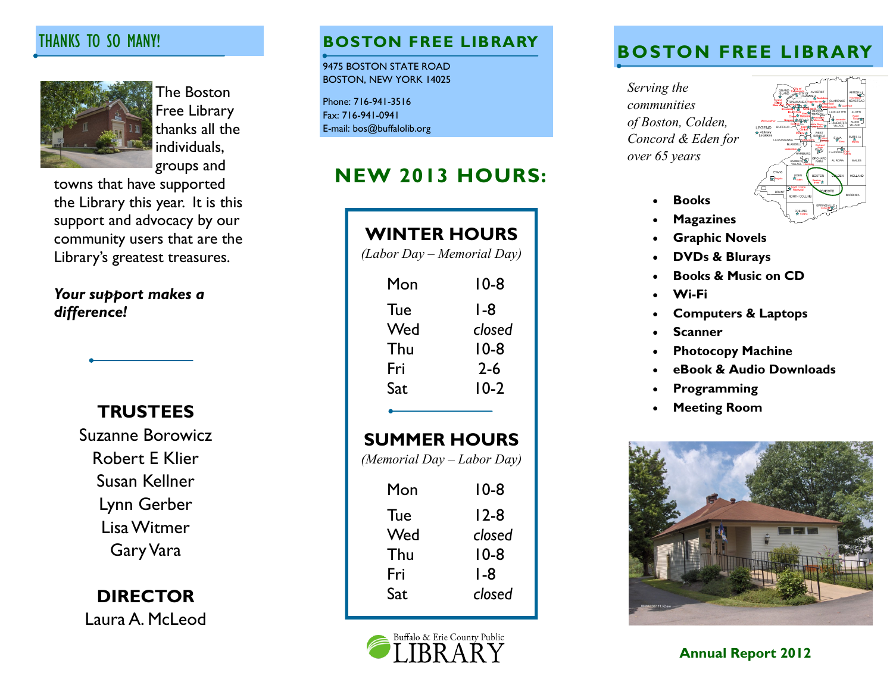## THANKS TO SO MANY!

The Boston Free Library thanks all the individuals, groups and towns that have supported the Library this year. It is this support and advocacy by our community users that are the Library's greatest treasures.

***Your support makes a difference!***

### TRUSTEES

Suzanne Borowicz
Robert E Klier
Susan Kellner
Lynn Gerber
Lisa Witmer
Gary Vara

### DIRECTOR

Laura A. McLeod

## BOSTON FREE LIBRARY

9475 BOSTON STATE ROAD
BOSTON, NEW YORK 14025

Phone: 716-941-3516
Fax: 716-941-0941
E-mail: bos@buffalolib.org

## NEW 2013 HOURS:

### WINTER HOURS

*(Labor Day – Memorial Day)*

| Day | Hours |
|---|---|
| Mon | 10-8 |
| Tue | 1-8 |
| Wed | *closed* |
| Thu | 10-8 |
| Fri | 2-6 |
| Sat | 10-2 |

### SUMMER HOURS

*(Memorial Day – Labor Day)*

| Day | Hours |
|---|---|
| Mon | 10-8 |
| Tue | 12-8 |
| Wed | *closed* |
| Thu | 10-8 |
| Fri | 1-8 |
| Sat | *closed* |

Buffalo & Erie County Public LIBRARY

## BOSTON FREE LIBRARY

*Serving the communities of Boston, Colden, Concord & Eden for over 65 years*

- **Books**
- **Magazines**
- **Graphic Novels**
- **DVDs & Blurays**
- **Books & Music on CD**
- **Wi-Fi**
- **Computers & Laptops**
- **Scanner**
- **Photocopy Machine**
- **eBook & Audio Downloads**
- **Programming**
- **Meeting Room**

**Annual Report 2012**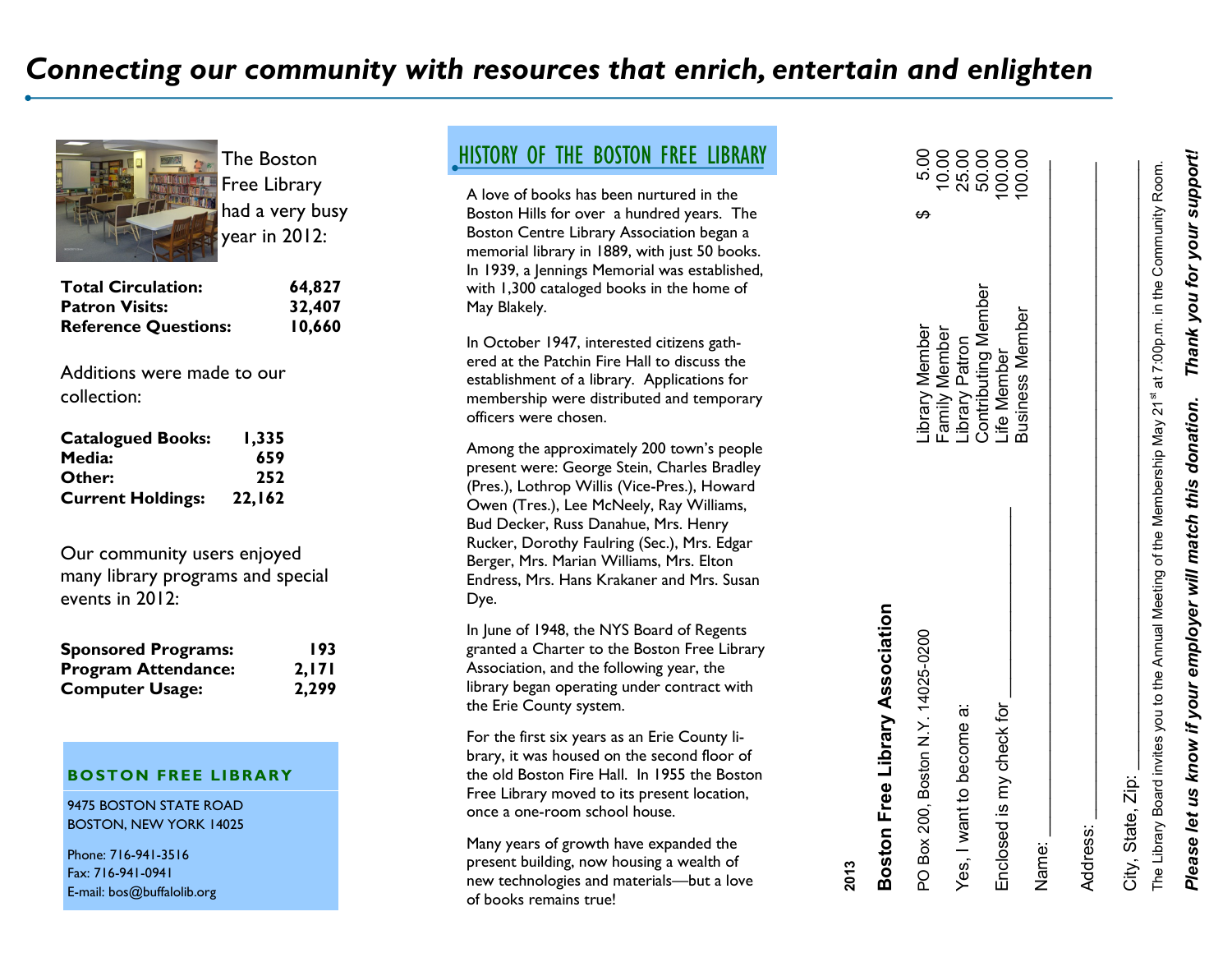# *Connecting our community with resources that enrich, entertain and enlighten*

The Boston Free Library had a very busy year in 2012:

| | |
|---|---|
| **Total Circulation:** | **64,827** |
| **Patron Visits:** | **32,407** |
| **Reference Questions:** | **10,660** |

Additions were made to our collection:

| | |
|---|---|
| **Catalogued Books:** | **1,335** |
| **Media:** | **659** |
| **Other:** | **252** |
| **Current Holdings:** | **22,162** |

Our community users enjoyed many library programs and special events in 2012:

| | |
|---|---|
| **Sponsored Programs:** | **193** |
| **Program Attendance:** | **2,171** |
| **Computer Usage:** | **2,299** |

**BOSTON FREE LIBRARY**

9475 BOSTON STATE ROAD
BOSTON, NEW YORK 14025

Phone: 716-941-3516
Fax: 716-941-0941
E-mail: bos@buffalolib.org

## HISTORY OF THE BOSTON FREE LIBRARY

A love of books has been nurtured in the Boston Hills for over a hundred years. The Boston Centre Library Association began a memorial library in 1889, with just 50 books. In 1939, a Jennings Memorial was established, with 1,300 cataloged books in the home of May Blakely.

In October 1947, interested citizens gathered at the Patchin Fire Hall to discuss the establishment of a library. Applications for membership were distributed and temporary officers were chosen.

Among the approximately 200 town's people present were: George Stein, Charles Bradley (Pres.), Lothrop Willis (Vice-Pres.), Howard Owen (Tres.), Lee McNeely, Ray Williams, Bud Decker, Russ Danahue, Mrs. Henry Rucker, Dorothy Faulring (Sec.), Mrs. Edgar Berger, Mrs. Marian Williams, Mrs. Elton Endress, Mrs. Hans Krakaner and Mrs. Susan Dye.

In June of 1948, the NYS Board of Regents granted a Charter to the Boston Free Library Association, and the following year, the library began operating under contract with the Erie County system.

For the first six years as an Erie County library, it was housed on the second floor of the old Boston Fire Hall. In 1955 the Boston Free Library moved to its present location, once a one-room school house.

Many years of growth have expanded the present building, now housing a wealth of new technologies and materials—but a love of books remains true!

**2013**

**Boston Free Library Association**

PO Box 200, Boston N.Y. 14025-0200

Yes, I want to become a:

| | |
|---|---|
| Library Member | $ 5.00 |
| Family Member | 10.00 |
| Library Patron | 25.00 |
| Contributing Member | 50.00 |
| Life Member | 100.00 |
| Business Member | 100.00 |

Enclosed is my check for \_\_\_\_\_\_\_\_\_\_

Name: \_\_\_\_\_\_\_\_\_\_\_\_\_\_\_\_\_\_\_\_\_\_\_\_\_\_\_\_\_\_\_\_\_\_\_\_\_\_\_\_

Address: \_\_\_\_\_\_\_\_\_\_\_\_\_\_\_\_\_\_\_\_\_\_\_\_\_\_\_\_\_\_\_\_\_\_\_\_\_\_

City, State, Zip: \_\_\_\_\_\_\_\_\_\_\_\_\_\_\_\_\_\_\_\_\_\_\_\_\_\_\_\_\_\_\_

The Library Board invites you to the Annual Meeting of the Membership May 21st at 7:00p.m. in the Community Room.

***Please let us know if your employer will match this donation. Thank you for your support!***